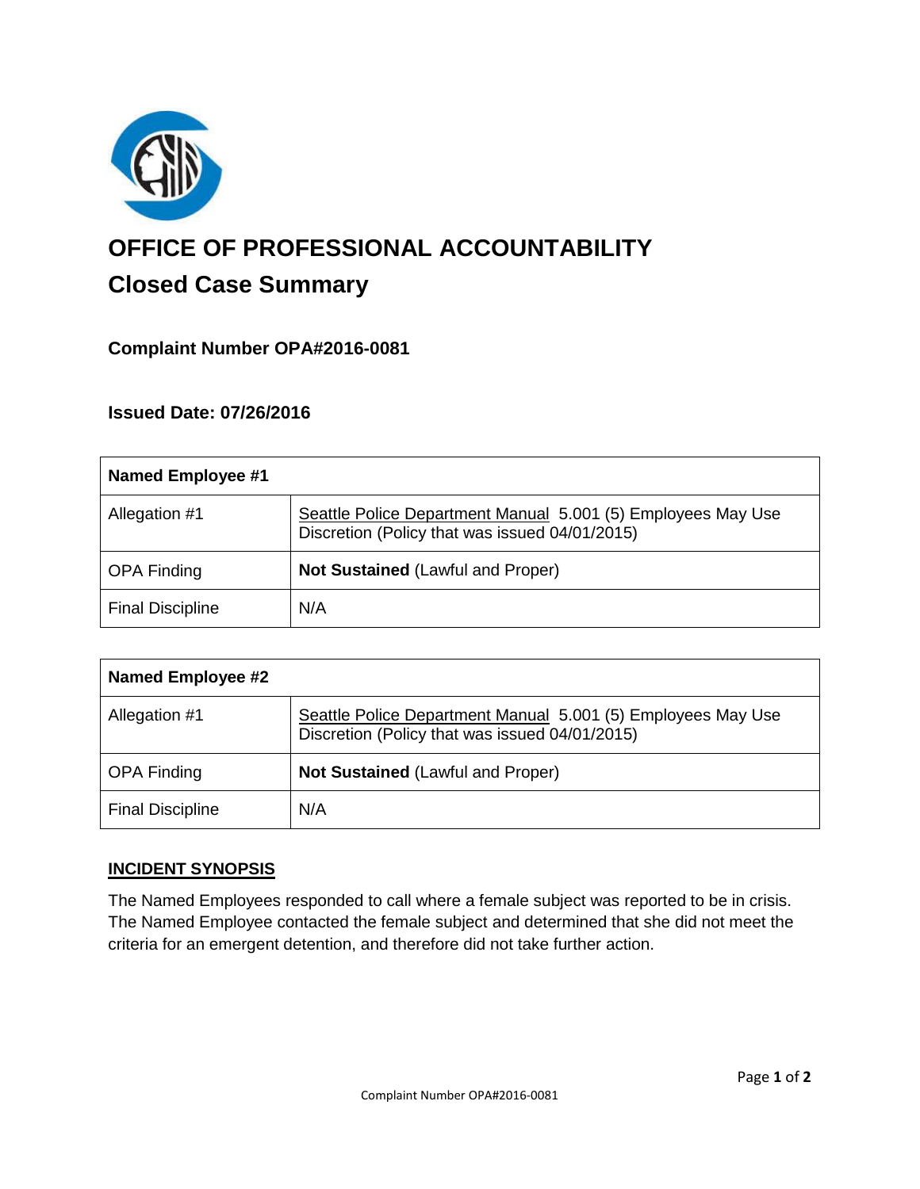# OFFICE OF PROFESSIONAL ACCOUNTABILITY

## Closed Case Summary

### Complaint Number OPA#2016-0081

### Issued Date: 07/26/2016

| Named Employee #1 | |
|---|---|
| Allegation #1 | Seattle Police Department Manual 5.001 (5) Employees May Use Discretion (Policy that was issued 04/01/2015) |
| OPA Finding | **Not Sustained** (Lawful and Proper) |
| Final Discipline | N/A |

| Named Employee #2 | |
|---|---|
| Allegation #1 | Seattle Police Department Manual 5.001 (5) Employees May Use Discretion (Policy that was issued 04/01/2015) |
| OPA Finding | **Not Sustained** (Lawful and Proper) |
| Final Discipline | N/A |

## INCIDENT SYNOPSIS

The Named Employees responded to call where a female subject was reported to be in crisis. The Named Employee contacted the female subject and determined that she did not meet the criteria for an emergent detention, and therefore did not take further action.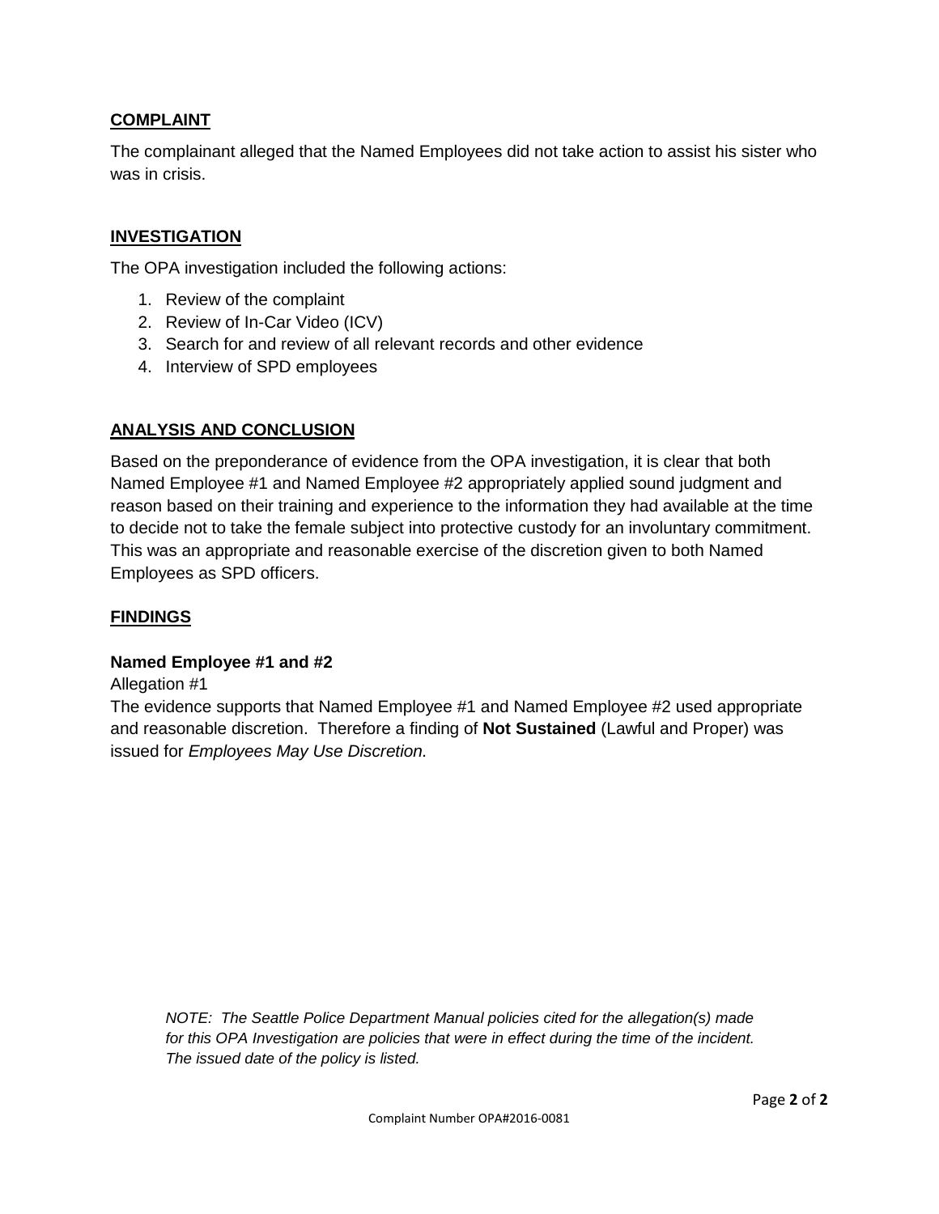## COMPLAINT

The complainant alleged that the Named Employees did not take action to assist his sister who was in crisis.

## INVESTIGATION

The OPA investigation included the following actions:

1. Review of the complaint
2. Review of In-Car Video (ICV)
3. Search for and review of all relevant records and other evidence
4. Interview of SPD employees

## ANALYSIS AND CONCLUSION

Based on the preponderance of evidence from the OPA investigation, it is clear that both Named Employee #1 and Named Employee #2 appropriately applied sound judgment and reason based on their training and experience to the information they had available at the time to decide not to take the female subject into protective custody for an involuntary commitment. This was an appropriate and reasonable exercise of the discretion given to both Named Employees as SPD officers.

## FINDINGS

**Named Employee #1 and #2**

Allegation #1

The evidence supports that Named Employee #1 and Named Employee #2 used appropriate and reasonable discretion. Therefore a finding of **Not Sustained** (Lawful and Proper) was issued for *Employees May Use Discretion.*

*NOTE: The Seattle Police Department Manual policies cited for the allegation(s) made for this OPA Investigation are policies that were in effect during the time of the incident. The issued date of the policy is listed.*

Complaint Number OPA#2016-0081